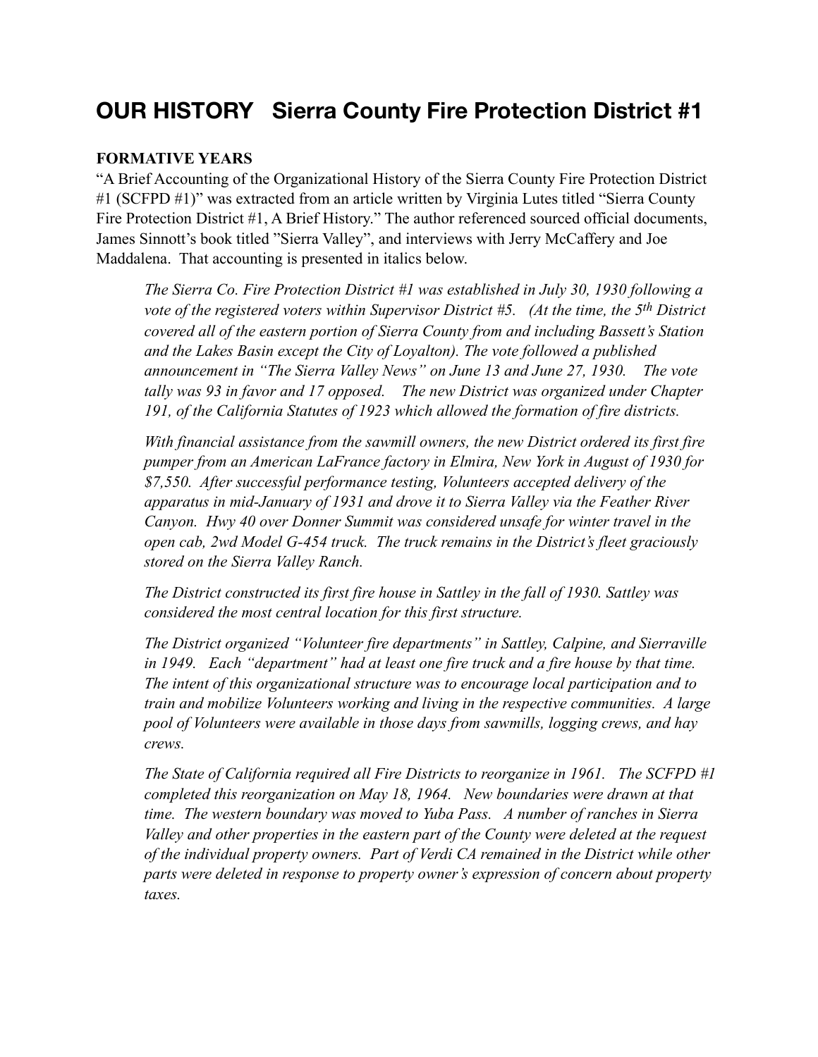# OUR HISTORY   Sierra County Fire Protection District #1

**FORMATIVE YEARS**

"A Brief Accounting of the Organizational History of the Sierra County Fire Protection District #1 (SCFPD #1)" was extracted from an article written by Virginia Lutes titled "Sierra County Fire Protection District #1, A Brief History." The author referenced sourced official documents, James Sinnott's book titled "Sierra Valley", and interviews with Jerry McCaffery and Joe Maddalena. That accounting is presented in italics below.

> *The Sierra Co. Fire Protection District #1 was established in July 30, 1930 following a vote of the registered voters within Supervisor District #5. (At the time, the 5th District covered all of the eastern portion of Sierra County from and including Bassett's Station and the Lakes Basin except the City of Loyalton). The vote followed a published announcement in "The Sierra Valley News" on June 13 and June 27, 1930. The vote tally was 93 in favor and 17 opposed. The new District was organized under Chapter 191, of the California Statutes of 1923 which allowed the formation of fire districts.*
>
> *With financial assistance from the sawmill owners, the new District ordered its first fire pumper from an American LaFrance factory in Elmira, New York in August of 1930 for $7,550. After successful performance testing, Volunteers accepted delivery of the apparatus in mid-January of 1931 and drove it to Sierra Valley via the Feather River Canyon. Hwy 40 over Donner Summit was considered unsafe for winter travel in the open cab, 2wd Model G-454 truck. The truck remains in the District's fleet graciously stored on the Sierra Valley Ranch.*
>
> *The District constructed its first fire house in Sattley in the fall of 1930. Sattley was considered the most central location for this first structure.*
>
> *The District organized "Volunteer fire departments" in Sattley, Calpine, and Sierraville in 1949. Each "department" had at least one fire truck and a fire house by that time. The intent of this organizational structure was to encourage local participation and to train and mobilize Volunteers working and living in the respective communities. A large pool of Volunteers were available in those days from sawmills, logging crews, and hay crews.*
>
> *The State of California required all Fire Districts to reorganize in 1961. The SCFPD #1 completed this reorganization on May 18, 1964. New boundaries were drawn at that time. The western boundary was moved to Yuba Pass. A number of ranches in Sierra Valley and other properties in the eastern part of the County were deleted at the request of the individual property owners. Part of Verdi CA remained in the District while other parts were deleted in response to property owner's expression of concern about property taxes.*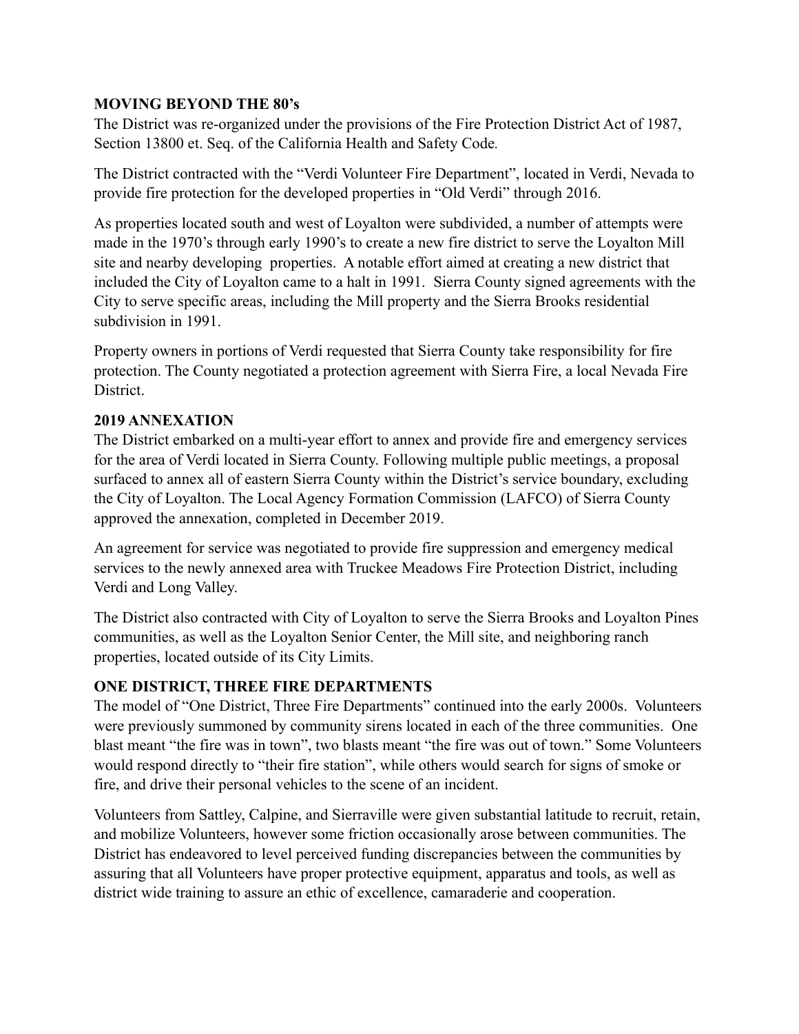**MOVING BEYOND THE 80's**

The District was re-organized under the provisions of the Fire Protection District Act of 1987, Section 13800 et. Seq. of the California Health and Safety Code.

The District contracted with the "Verdi Volunteer Fire Department", located in Verdi, Nevada to provide fire protection for the developed properties in "Old Verdi" through 2016.

As properties located south and west of Loyalton were subdivided, a number of attempts were made in the 1970's through early 1990's to create a new fire district to serve the Loyalton Mill site and nearby developing properties. A notable effort aimed at creating a new district that included the City of Loyalton came to a halt in 1991. Sierra County signed agreements with the City to serve specific areas, including the Mill property and the Sierra Brooks residential subdivision in 1991.

Property owners in portions of Verdi requested that Sierra County take responsibility for fire protection. The County negotiated a protection agreement with Sierra Fire, a local Nevada Fire District.

**2019 ANNEXATION**

The District embarked on a multi-year effort to annex and provide fire and emergency services for the area of Verdi located in Sierra County. Following multiple public meetings, a proposal surfaced to annex all of eastern Sierra County within the District's service boundary, excluding the City of Loyalton. The Local Agency Formation Commission (LAFCO) of Sierra County approved the annexation, completed in December 2019.

An agreement for service was negotiated to provide fire suppression and emergency medical services to the newly annexed area with Truckee Meadows Fire Protection District, including Verdi and Long Valley.

The District also contracted with City of Loyalton to serve the Sierra Brooks and Loyalton Pines communities, as well as the Loyalton Senior Center, the Mill site, and neighboring ranch properties, located outside of its City Limits.

**ONE DISTRICT, THREE FIRE DEPARTMENTS**

The model of "One District, Three Fire Departments" continued into the early 2000s. Volunteers were previously summoned by community sirens located in each of the three communities. One blast meant "the fire was in town", two blasts meant "the fire was out of town." Some Volunteers would respond directly to "their fire station", while others would search for signs of smoke or fire, and drive their personal vehicles to the scene of an incident.

Volunteers from Sattley, Calpine, and Sierraville were given substantial latitude to recruit, retain, and mobilize Volunteers, however some friction occasionally arose between communities. The District has endeavored to level perceived funding discrepancies between the communities by assuring that all Volunteers have proper protective equipment, apparatus and tools, as well as district wide training to assure an ethic of excellence, camaraderie and cooperation.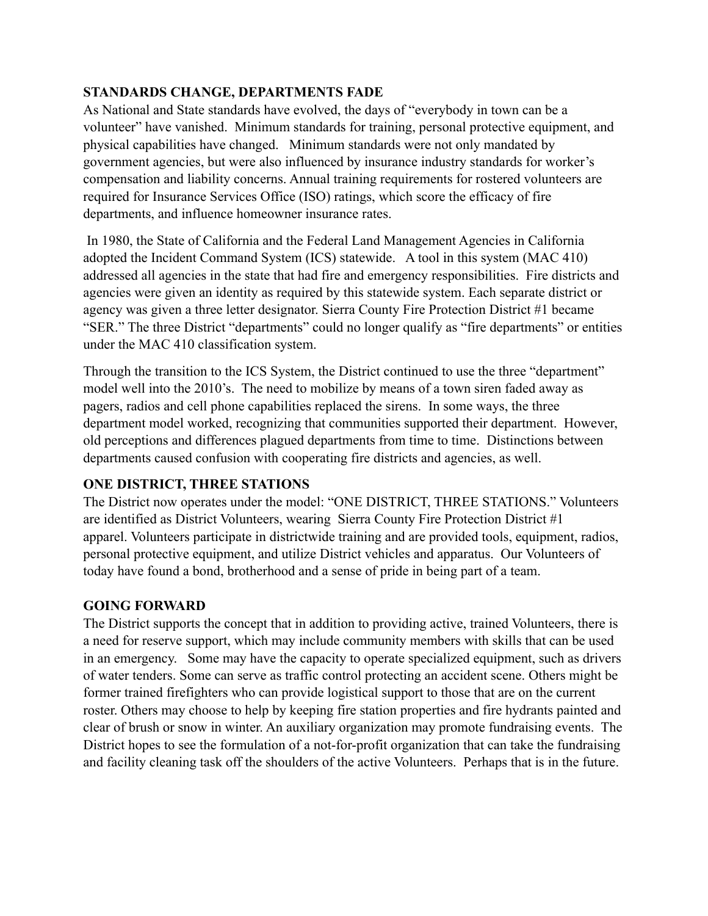**STANDARDS CHANGE, DEPARTMENTS FADE**

As National and State standards have evolved, the days of "everybody in town can be a volunteer" have vanished. Minimum standards for training, personal protective equipment, and physical capabilities have changed. Minimum standards were not only mandated by government agencies, but were also influenced by insurance industry standards for worker's compensation and liability concerns. Annual training requirements for rostered volunteers are required for Insurance Services Office (ISO) ratings, which score the efficacy of fire departments, and influence homeowner insurance rates.

In 1980, the State of California and the Federal Land Management Agencies in California adopted the Incident Command System (ICS) statewide. A tool in this system (MAC 410) addressed all agencies in the state that had fire and emergency responsibilities. Fire districts and agencies were given an identity as required by this statewide system. Each separate district or agency was given a three letter designator. Sierra County Fire Protection District #1 became "SER." The three District "departments" could no longer qualify as "fire departments" or entities under the MAC 410 classification system.

Through the transition to the ICS System, the District continued to use the three "department" model well into the 2010's. The need to mobilize by means of a town siren faded away as pagers, radios and cell phone capabilities replaced the sirens. In some ways, the three department model worked, recognizing that communities supported their department. However, old perceptions and differences plagued departments from time to time. Distinctions between departments caused confusion with cooperating fire districts and agencies, as well.

**ONE DISTRICT, THREE STATIONS**

The District now operates under the model: "ONE DISTRICT, THREE STATIONS." Volunteers are identified as District Volunteers, wearing Sierra County Fire Protection District #1 apparel. Volunteers participate in districtwide training and are provided tools, equipment, radios, personal protective equipment, and utilize District vehicles and apparatus. Our Volunteers of today have found a bond, brotherhood and a sense of pride in being part of a team.

**GOING FORWARD**

The District supports the concept that in addition to providing active, trained Volunteers, there is a need for reserve support, which may include community members with skills that can be used in an emergency. Some may have the capacity to operate specialized equipment, such as drivers of water tenders. Some can serve as traffic control protecting an accident scene. Others might be former trained firefighters who can provide logistical support to those that are on the current roster. Others may choose to help by keeping fire station properties and fire hydrants painted and clear of brush or snow in winter. An auxiliary organization may promote fundraising events. The District hopes to see the formulation of a not-for-profit organization that can take the fundraising and facility cleaning task off the shoulders of the active Volunteers. Perhaps that is in the future.